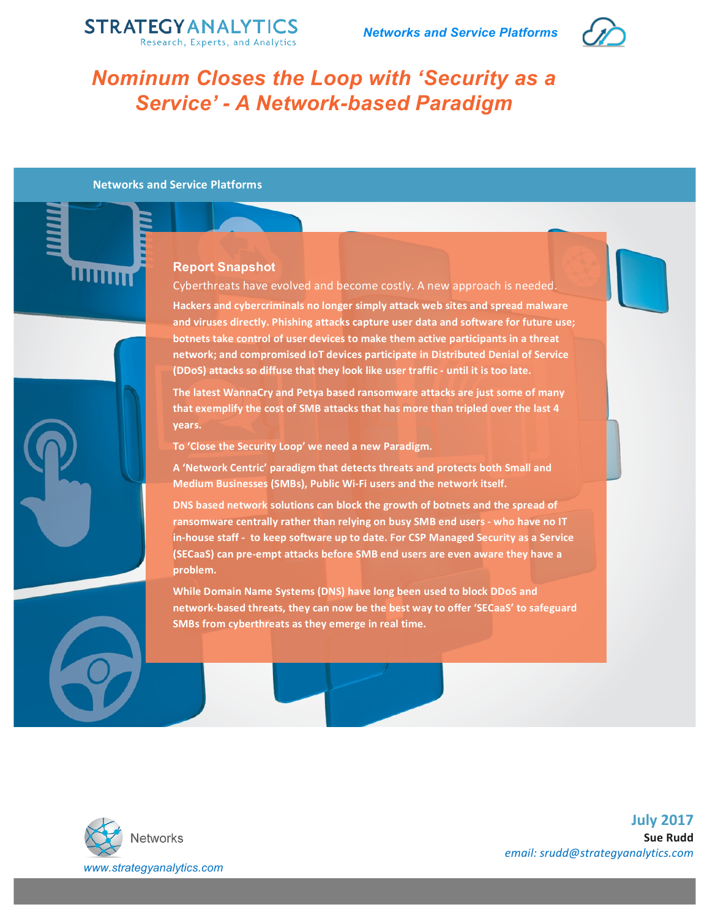STRATEGY ANALYTICS
Research, Experts, and Analytics

*Networks and Service Platforms*

# Nominum Closes the Loop with 'Security as a Service' - A Network-based Paradigm

**Networks and Service Platforms**

## Report Snapshot

Cyberthreats have evolved and become costly. A new approach is needed.

**Hackers and cybercriminals no longer simply attack web sites and spread malware and viruses directly. Phishing attacks capture user data and software for future use; botnets take control of user devices to make them active participants in a threat network; and compromised IoT devices participate in Distributed Denial of Service (DDoS) attacks so diffuse that they look like user traffic - until it is too late.**

**The latest WannaCry and Petya based ransomware attacks are just some of many that exemplify the cost of SMB attacks that has more than tripled over the last 4 years.**

**To 'Close the Security Loop' we need a new Paradigm.**

**A 'Network Centric' paradigm that detects threats and protects both Small and Medium Businesses (SMBs), Public Wi-Fi users and the network itself.**

**DNS based network solutions can block the growth of botnets and the spread of ransomware centrally rather than relying on busy SMB end users - who have no IT in-house staff - to keep software up to date. For CSP Managed Security as a Service (SECaaS) can pre-empt attacks before SMB end users are even aware they have a problem.**

**While Domain Name Systems (DNS) have long been used to block DDoS and network-based threats, they can now be the best way to offer 'SECaaS' to safeguard SMBs from cyberthreats as they emerge in real time.**

Networks

*www.strategyanalytics.com*

**July 2017**

**Sue Rudd**

*email: srudd@strategyanalytics.com*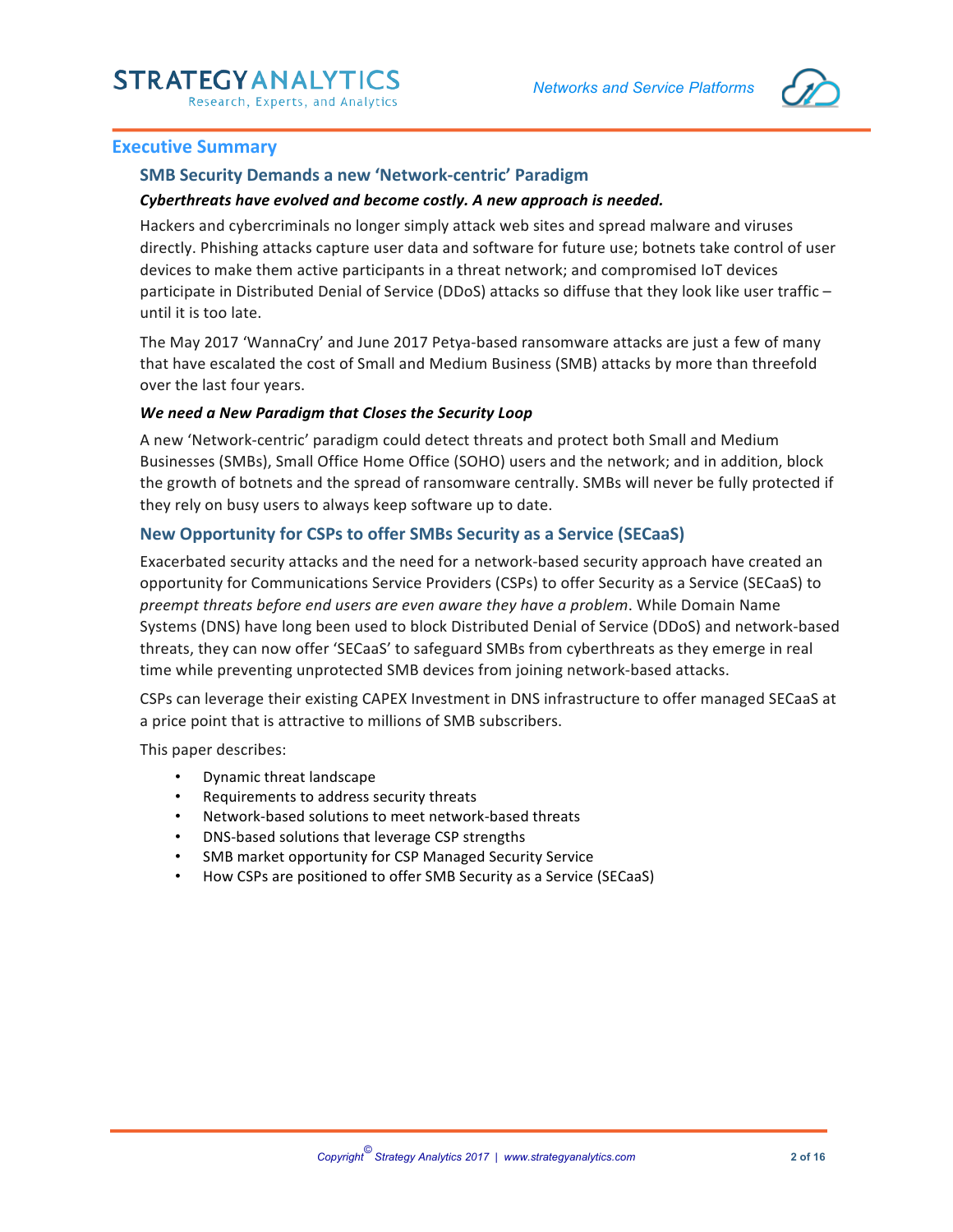# Executive Summary

## SMB Security Demands a new 'Network-centric' Paradigm

***Cyberthreats have evolved and become costly. A new approach is needed.***

Hackers and cybercriminals no longer simply attack web sites and spread malware and viruses directly. Phishing attacks capture user data and software for future use; botnets take control of user devices to make them active participants in a threat network; and compromised IoT devices participate in Distributed Denial of Service (DDoS) attacks so diffuse that they look like user traffic – until it is too late.

The May 2017 'WannaCry' and June 2017 Petya-based ransomware attacks are just a few of many that have escalated the cost of Small and Medium Business (SMB) attacks by more than threefold over the last four years.

***We need a New Paradigm that Closes the Security Loop***

A new 'Network-centric' paradigm could detect threats and protect both Small and Medium Businesses (SMBs), Small Office Home Office (SOHO) users and the network; and in addition, block the growth of botnets and the spread of ransomware centrally. SMBs will never be fully protected if they rely on busy users to always keep software up to date.

## New Opportunity for CSPs to offer SMBs Security as a Service (SECaaS)

Exacerbated security attacks and the need for a network-based security approach have created an opportunity for Communications Service Providers (CSPs) to offer Security as a Service (SECaaS) to *preempt threats before end users are even aware they have a problem*. While Domain Name Systems (DNS) have long been used to block Distributed Denial of Service (DDoS) and network-based threats, they can now offer 'SECaaS' to safeguard SMBs from cyberthreats as they emerge in real time while preventing unprotected SMB devices from joining network-based attacks.

CSPs can leverage their existing CAPEX Investment in DNS infrastructure to offer managed SECaaS at a price point that is attractive to millions of SMB subscribers.

This paper describes:

- Dynamic threat landscape
- Requirements to address security threats
- Network-based solutions to meet network-based threats
- DNS-based solutions that leverage CSP strengths
- SMB market opportunity for CSP Managed Security Service
- How CSPs are positioned to offer SMB Security as a Service (SECaaS)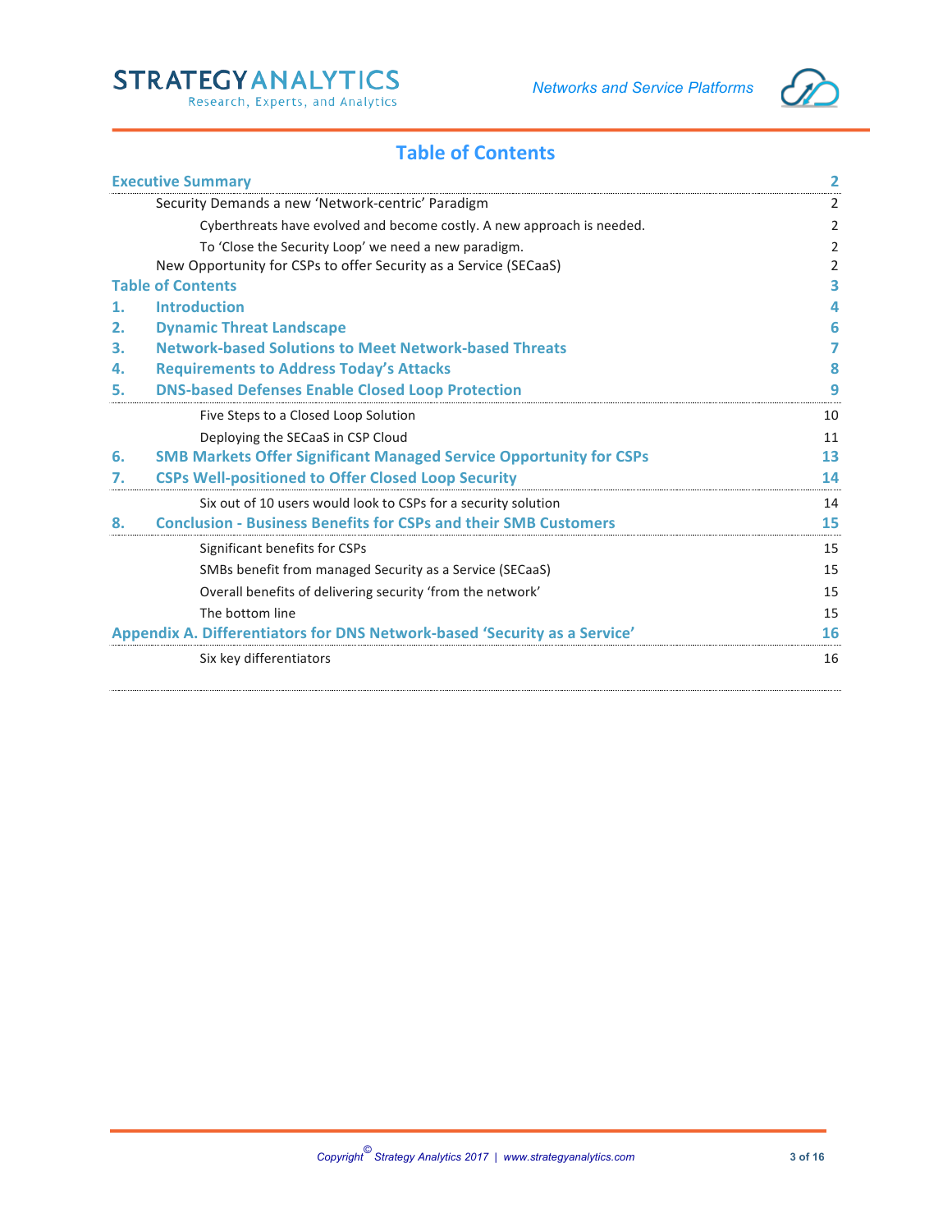# Table of Contents

| | |
|---|---|
| **Executive Summary** | **2** |
| Security Demands a new 'Network-centric' Paradigm | 2 |
| Cyberthreats have evolved and become costly. A new approach is needed. | 2 |
| To 'Close the Security Loop' we need a new paradigm. | 2 |
| New Opportunity for CSPs to offer Security as a Service (SECaaS) | 2 |
| **Table of Contents** | **3** |
| **1. Introduction** | **4** |
| **2. Dynamic Threat Landscape** | **6** |
| **3. Network-based Solutions to Meet Network-based Threats** | **7** |
| **4. Requirements to Address Today's Attacks** | **8** |
| **5. DNS-based Defenses Enable Closed Loop Protection** | **9** |
| Five Steps to a Closed Loop Solution | 10 |
| Deploying the SECaaS in CSP Cloud | 11 |
| **6. SMB Markets Offer Significant Managed Service Opportunity for CSPs** | **13** |
| **7. CSPs Well-positioned to Offer Closed Loop Security** | **14** |
| Six out of 10 users would look to CSPs for a security solution | 14 |
| **8. Conclusion - Business Benefits for CSPs and their SMB Customers** | **15** |
| Significant benefits for CSPs | 15 |
| SMBs benefit from managed Security as a Service (SECaaS) | 15 |
| Overall benefits of delivering security 'from the network' | 15 |
| The bottom line | 15 |
| **Appendix A. Differentiators for DNS Network-based 'Security as a Service'** | **16** |
| Six key differentiators | 16 |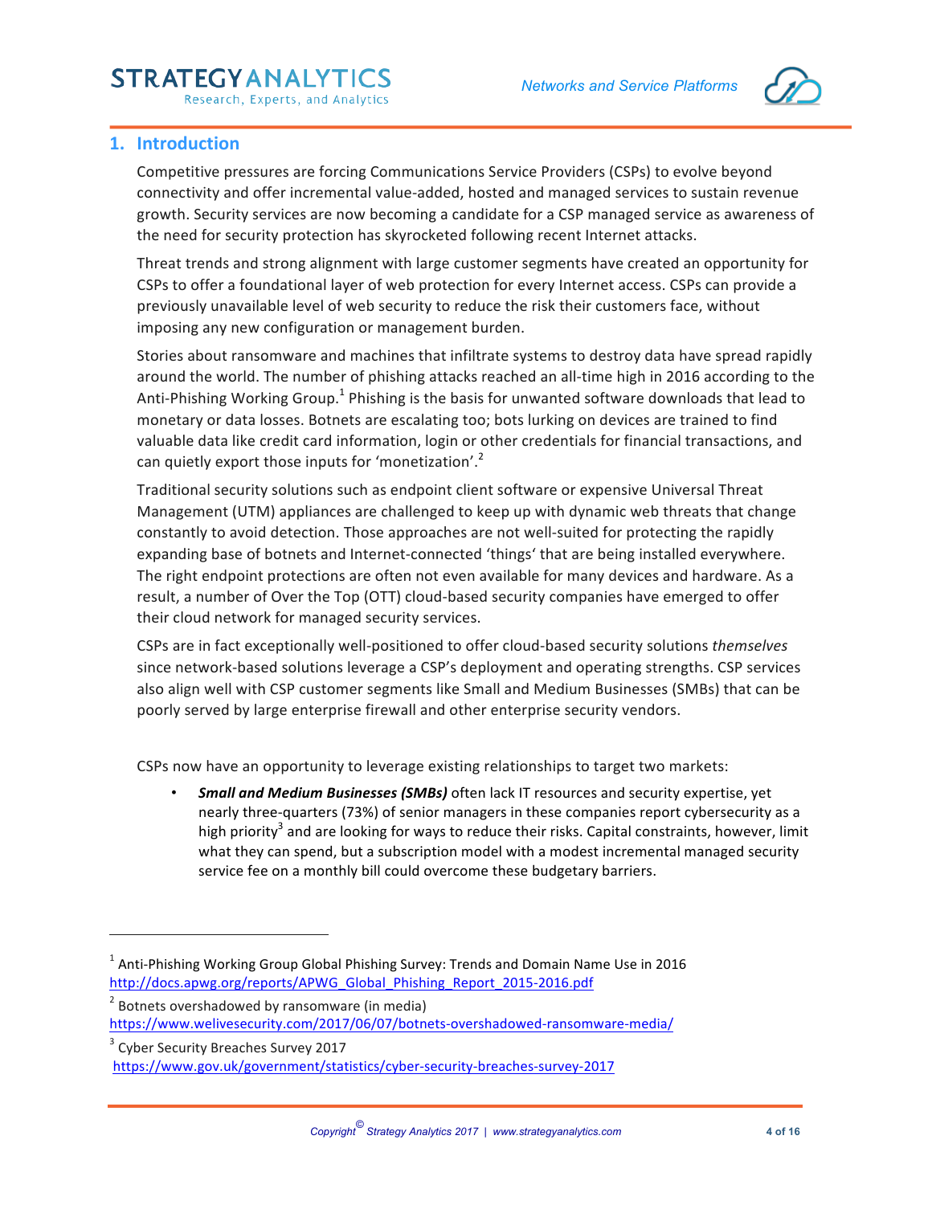## 1. Introduction

Competitive pressures are forcing Communications Service Providers (CSPs) to evolve beyond connectivity and offer incremental value-added, hosted and managed services to sustain revenue growth. Security services are now becoming a candidate for a CSP managed service as awareness of the need for security protection has skyrocketed following recent Internet attacks.

Threat trends and strong alignment with large customer segments have created an opportunity for CSPs to offer a foundational layer of web protection for every Internet access. CSPs can provide a previously unavailable level of web security to reduce the risk their customers face, without imposing any new configuration or management burden.

Stories about ransomware and machines that infiltrate systems to destroy data have spread rapidly around the world. The number of phishing attacks reached an all-time high in 2016 according to the Anti-Phishing Working Group.[1] Phishing is the basis for unwanted software downloads that lead to monetary or data losses. Botnets are escalating too; bots lurking on devices are trained to find valuable data like credit card information, login or other credentials for financial transactions, and can quietly export those inputs for 'monetization'.[2]

Traditional security solutions such as endpoint client software or expensive Universal Threat Management (UTM) appliances are challenged to keep up with dynamic web threats that change constantly to avoid detection. Those approaches are not well-suited for protecting the rapidly expanding base of botnets and Internet-connected 'things' that are being installed everywhere. The right endpoint protections are often not even available for many devices and hardware. As a result, a number of Over the Top (OTT) cloud-based security companies have emerged to offer their cloud network for managed security services.

CSPs are in fact exceptionally well-positioned to offer cloud-based security solutions *themselves* since network-based solutions leverage a CSP's deployment and operating strengths. CSP services also align well with CSP customer segments like Small and Medium Businesses (SMBs) that can be poorly served by large enterprise firewall and other enterprise security vendors.

CSPs now have an opportunity to leverage existing relationships to target two markets:

- ***Small and Medium Businesses (SMBs)*** often lack IT resources and security expertise, yet nearly three-quarters (73%) of senior managers in these companies report cybersecurity as a high priority[3] and are looking for ways to reduce their risks. Capital constraints, however, limit what they can spend, but a subscription model with a modest incremental managed security service fee on a monthly bill could overcome these budgetary barriers.

---

[1] Anti-Phishing Working Group Global Phishing Survey: Trends and Domain Name Use in 2016 http://docs.apwg.org/reports/APWG_Global_Phishing_Report_2015-2016.pdf

[2] Botnets overshadowed by ransomware (in media) https://www.welivesecurity.com/2017/06/07/botnets-overshadowed-ransomware-media/

[3] Cyber Security Breaches Survey 2017 https://www.gov.uk/government/statistics/cyber-security-breaches-survey-2017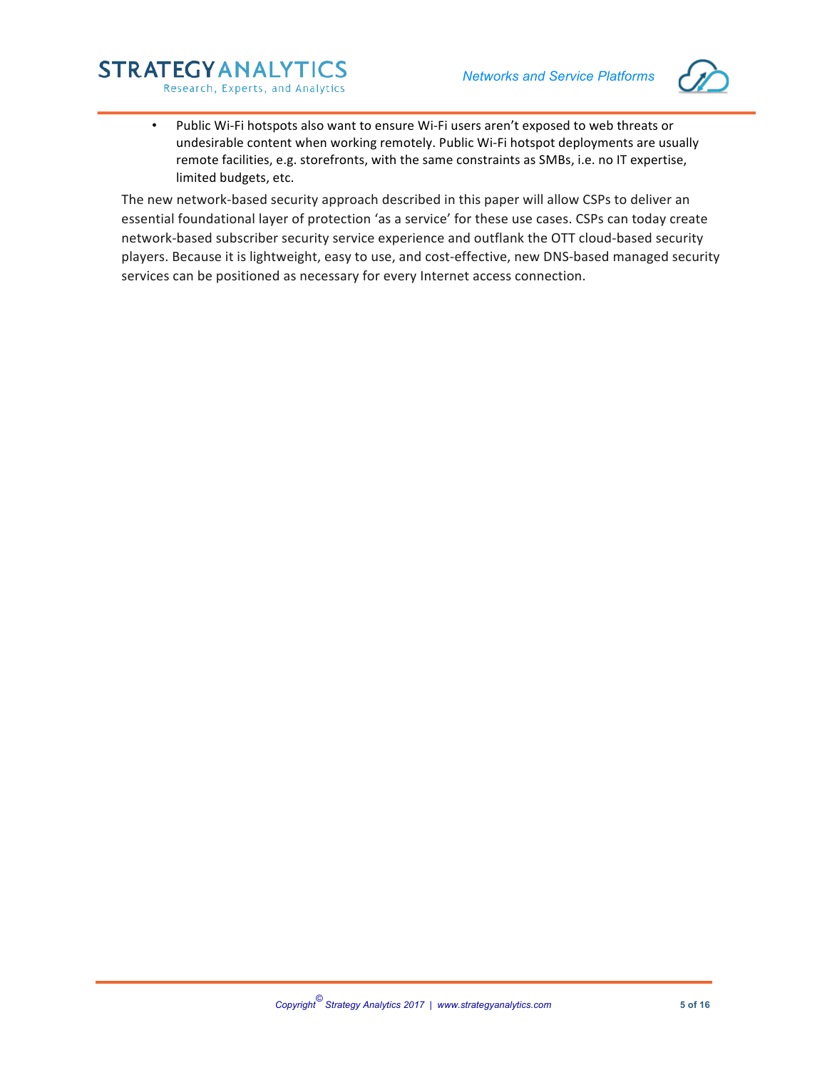- Public Wi-Fi hotspots also want to ensure Wi-Fi users aren't exposed to web threats or undesirable content when working remotely. Public Wi-Fi hotspot deployments are usually remote facilities, e.g. storefronts, with the same constraints as SMBs, i.e. no IT expertise, limited budgets, etc.

The new network-based security approach described in this paper will allow CSPs to deliver an essential foundational layer of protection 'as a service' for these use cases. CSPs can today create network-based subscriber security service experience and outflank the OTT cloud-based security players. Because it is lightweight, easy to use, and cost-effective, new DNS-based managed security services can be positioned as necessary for every Internet access connection.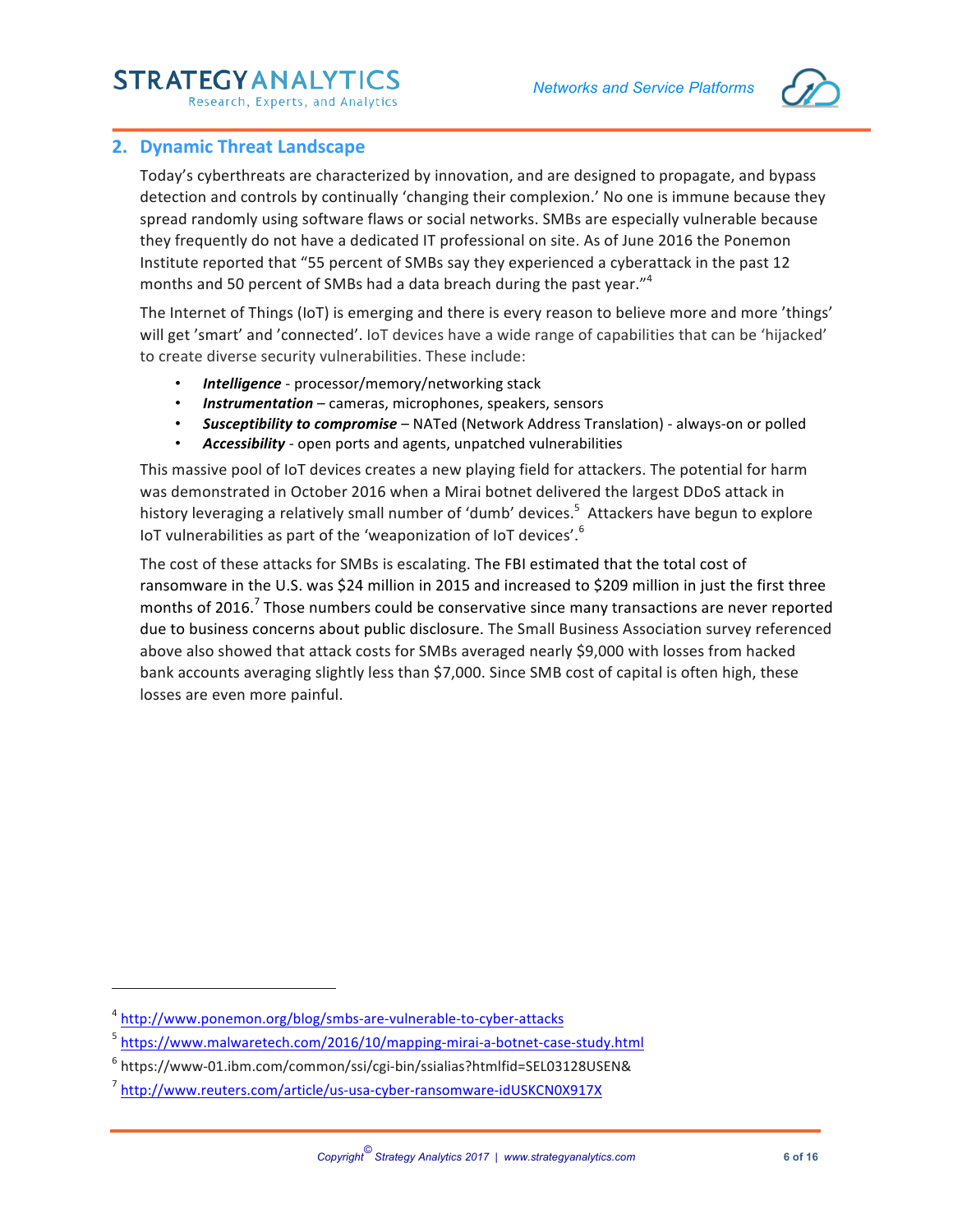## 2. Dynamic Threat Landscape

Today's cyberthreats are characterized by innovation, and are designed to propagate, and bypass detection and controls by continually 'changing their complexion.' No one is immune because they spread randomly using software flaws or social networks. SMBs are especially vulnerable because they frequently do not have a dedicated IT professional on site. As of June 2016 the Ponemon Institute reported that "55 percent of SMBs say they experienced a cyberattack in the past 12 months and 50 percent of SMBs had a data breach during the past year."[4]

The Internet of Things (IoT) is emerging and there is every reason to believe more and more 'things' will get 'smart' and 'connected'. IoT devices have a wide range of capabilities that can be 'hijacked' to create diverse security vulnerabilities. These include:

- ***Intelligence*** - processor/memory/networking stack
- ***Instrumentation*** – cameras, microphones, speakers, sensors
- ***Susceptibility to compromise*** – NATed (Network Address Translation) - always-on or polled
- ***Accessibility*** - open ports and agents, unpatched vulnerabilities

This massive pool of IoT devices creates a new playing field for attackers. The potential for harm was demonstrated in October 2016 when a Mirai botnet delivered the largest DDoS attack in history leveraging a relatively small number of 'dumb' devices.[5] Attackers have begun to explore IoT vulnerabilities as part of the 'weaponization of IoT devices'.[6]

The cost of these attacks for SMBs is escalating. The FBI estimated that the total cost of ransomware in the U.S. was $24 million in 2015 and increased to $209 million in just the first three months of 2016.[7] Those numbers could be conservative since many transactions are never reported due to business concerns about public disclosure. The Small Business Association survey referenced above also showed that attack costs for SMBs averaged nearly $9,000 with losses from hacked bank accounts averaging slightly less than $7,000. Since SMB cost of capital is often high, these losses are even more painful.

---

[4] http://www.ponemon.org/blog/smbs-are-vulnerable-to-cyber-attacks

[5] https://www.malwaretech.com/2016/10/mapping-mirai-a-botnet-case-study.html

[6] https://www-01.ibm.com/common/ssi/cgi-bin/ssialias?htmlfid=SEL03128USEN&

[7] http://www.reuters.com/article/us-usa-cyber-ransomware-idUSKCN0X917X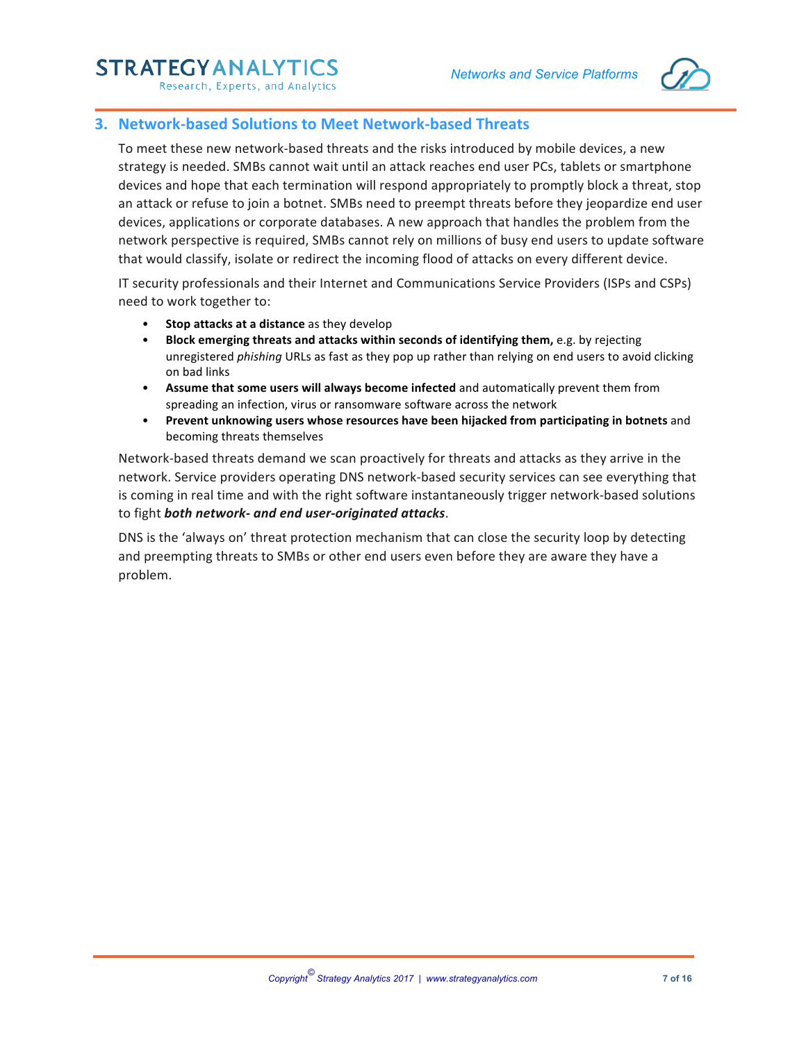## 3. Network-based Solutions to Meet Network-based Threats

To meet these new network-based threats and the risks introduced by mobile devices, a new strategy is needed. SMBs cannot wait until an attack reaches end user PCs, tablets or smartphone devices and hope that each termination will respond appropriately to promptly block a threat, stop an attack or refuse to join a botnet. SMBs need to preempt threats before they jeopardize end user devices, applications or corporate databases. A new approach that handles the problem from the network perspective is required, SMBs cannot rely on millions of busy end users to update software that would classify, isolate or redirect the incoming flood of attacks on every different device.

IT security professionals and their Internet and Communications Service Providers (ISPs and CSPs) need to work together to:

- **Stop attacks at a distance** as they develop
- **Block emerging threats and attacks within seconds of identifying them,** e.g. by rejecting unregistered *phishing* URLs as fast as they pop up rather than relying on end users to avoid clicking on bad links
- **Assume that some users will always become infected** and automatically prevent them from spreading an infection, virus or ransomware software across the network
- **Prevent unknowing users whose resources have been hijacked from participating in botnets** and becoming threats themselves

Network-based threats demand we scan proactively for threats and attacks as they arrive in the network. Service providers operating DNS network-based security services can see everything that is coming in real time and with the right software instantaneously trigger network-based solutions to fight ***both network- and end user-originated attacks***.

DNS is the 'always on' threat protection mechanism that can close the security loop by detecting and preempting threats to SMBs or other end users even before they are aware they have a problem.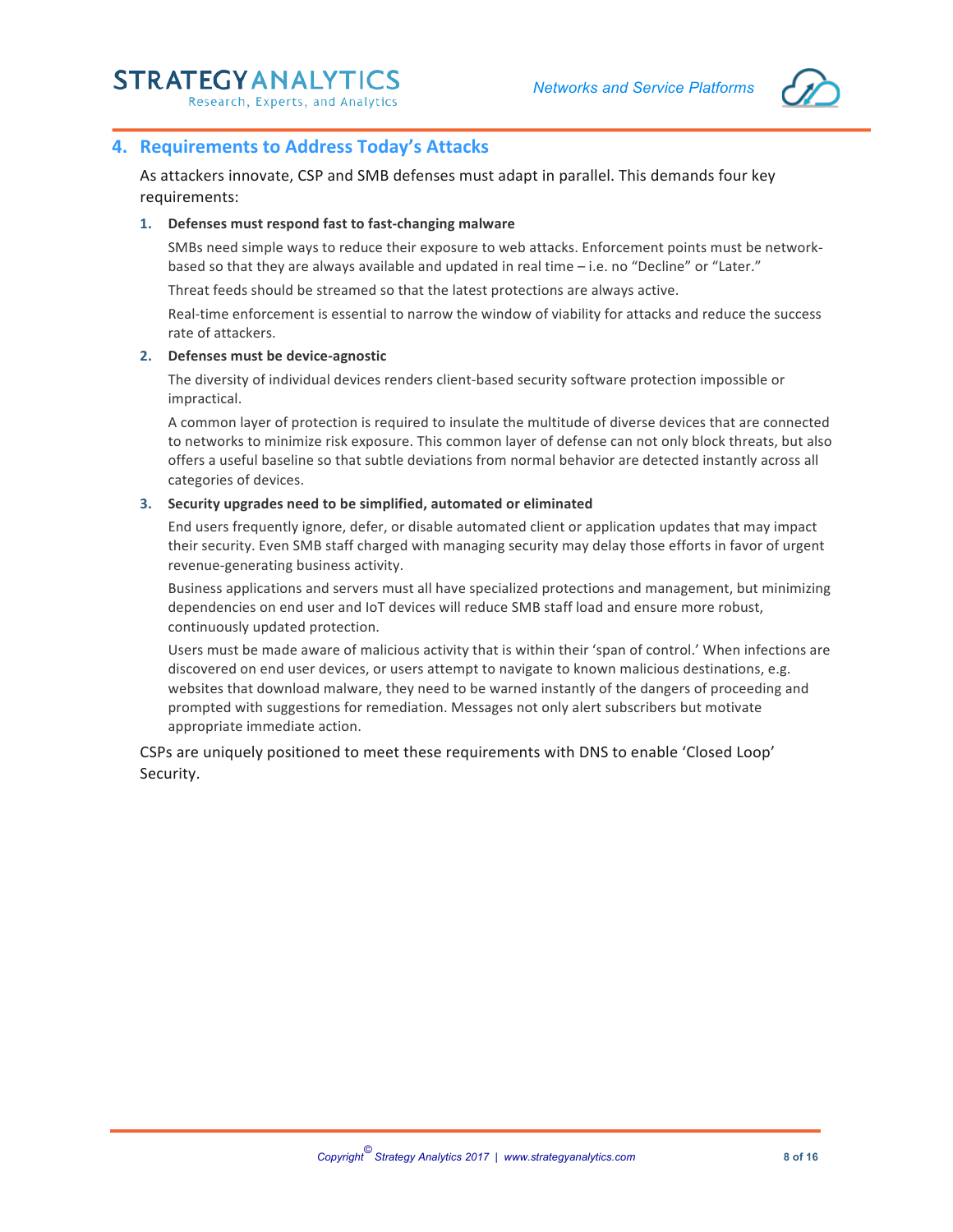## 4. Requirements to Address Today's Attacks

As attackers innovate, CSP and SMB defenses must adapt in parallel. This demands four key requirements:

1. **Defenses must respond fast to fast-changing malware**

   SMBs need simple ways to reduce their exposure to web attacks. Enforcement points must be network-based so that they are always available and updated in real time – i.e. no "Decline" or "Later."

   Threat feeds should be streamed so that the latest protections are always active.

   Real-time enforcement is essential to narrow the window of viability for attacks and reduce the success rate of attackers.

2. **Defenses must be device-agnostic**

   The diversity of individual devices renders client-based security software protection impossible or impractical.

   A common layer of protection is required to insulate the multitude of diverse devices that are connected to networks to minimize risk exposure. This common layer of defense can not only block threats, but also offers a useful baseline so that subtle deviations from normal behavior are detected instantly across all categories of devices.

3. **Security upgrades need to be simplified, automated or eliminated**

   End users frequently ignore, defer, or disable automated client or application updates that may impact their security. Even SMB staff charged with managing security may delay those efforts in favor of urgent revenue-generating business activity.

   Business applications and servers must all have specialized protections and management, but minimizing dependencies on end user and IoT devices will reduce SMB staff load and ensure more robust, continuously updated protection.

   Users must be made aware of malicious activity that is within their 'span of control.' When infections are discovered on end user devices, or users attempt to navigate to known malicious destinations, e.g. websites that download malware, they need to be warned instantly of the dangers of proceeding and prompted with suggestions for remediation. Messages not only alert subscribers but motivate appropriate immediate action.

CSPs are uniquely positioned to meet these requirements with DNS to enable 'Closed Loop' Security.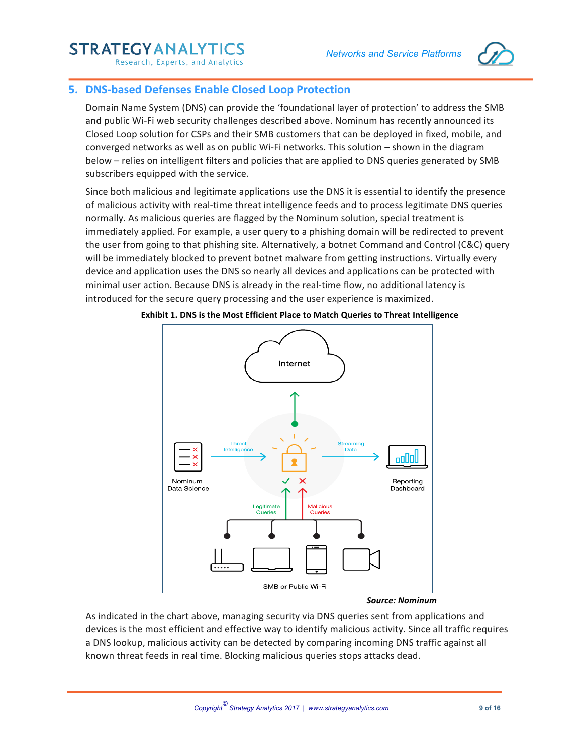## 5. DNS-based Defenses Enable Closed Loop Protection

Domain Name System (DNS) can provide the 'foundational layer of protection' to address the SMB and public Wi-Fi web security challenges described above. Nominum has recently announced its Closed Loop solution for CSPs and their SMB customers that can be deployed in fixed, mobile, and converged networks as well as on public Wi-Fi networks. This solution – shown in the diagram below – relies on intelligent filters and policies that are applied to DNS queries generated by SMB subscribers equipped with the service.

Since both malicious and legitimate applications use the DNS it is essential to identify the presence of malicious activity with real-time threat intelligence feeds and to process legitimate DNS queries normally. As malicious queries are flagged by the Nominum solution, special treatment is immediately applied. For example, a user query to a phishing domain will be redirected to prevent the user from going to that phishing site. Alternatively, a botnet Command and Control (C&C) query will be immediately blocked to prevent botnet malware from getting instructions. Virtually every device and application uses the DNS so nearly all devices and applications can be protected with minimal user action. Because DNS is already in the real-time flow, no additional latency is introduced for the secure query processing and the user experience is maximized.

**Exhibit 1. DNS is the Most Efficient Place to Match Queries to Threat Intelligence**

Internet

Nominum Data Science — Threat Intelligence → | Streaming Data → Reporting Dashboard

Legitimate Queries ✓ | Malicious Queries ✗

SMB or Public Wi-Fi

***Source: Nominum***

As indicated in the chart above, managing security via DNS queries sent from applications and devices is the most efficient and effective way to identify malicious activity. Since all traffic requires a DNS lookup, malicious activity can be detected by comparing incoming DNS traffic against all known threat feeds in real time. Blocking malicious queries stops attacks dead.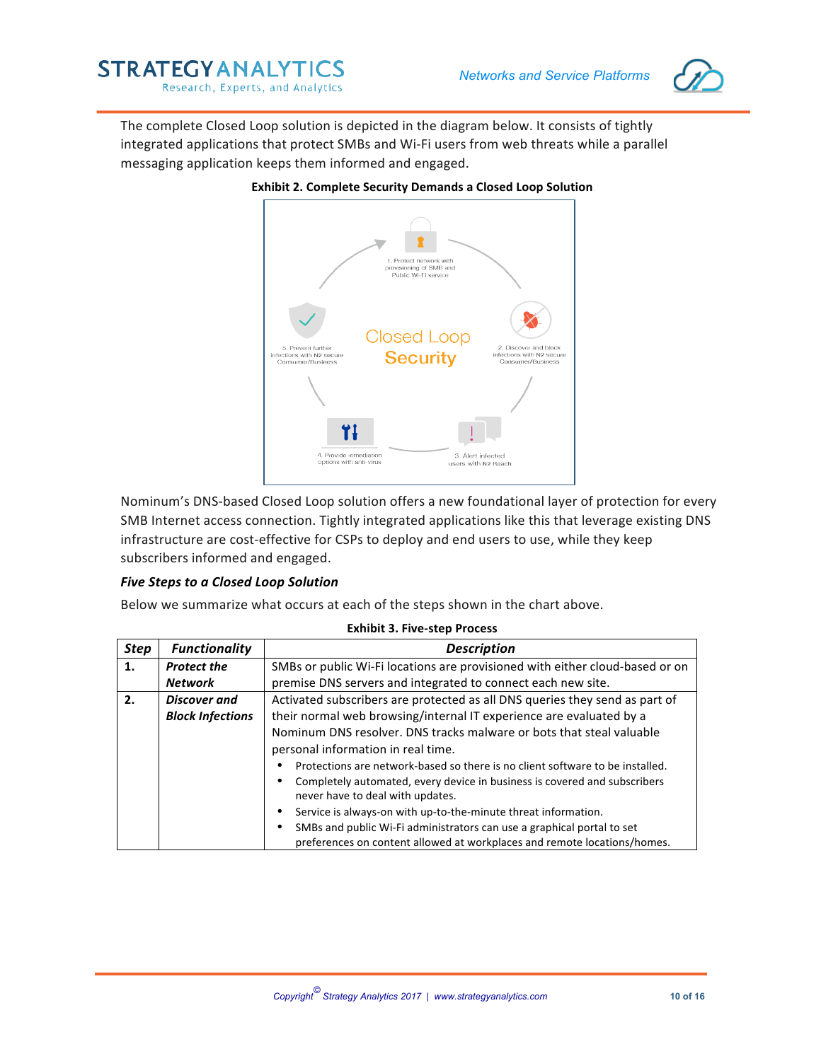The complete Closed Loop solution is depicted in the diagram below. It consists of tightly integrated applications that protect SMBs and Wi-Fi users from web threats while a parallel messaging application keeps them informed and engaged.

**Exhibit 2. Complete Security Demands a Closed Loop Solution**

Closed Loop Security

1. Protect network with provisioning of SMB and Public Wi-Fi service
2. Discover and block infections with N2 secure Consumer/Business
3. Alert infected users with N2 Reach
4. Provide remediation options with anti-virus
5. Prevent further infections with N2 secure Consumer/Business

Nominum's DNS-based Closed Loop solution offers a new foundational layer of protection for every SMB Internet access connection. Tightly integrated applications like this that leverage existing DNS infrastructure are cost-effective for CSPs to deploy and end users to use, while they keep subscribers informed and engaged.

### *Five Steps to a Closed Loop Solution*

Below we summarize what occurs at each of the steps shown in the chart above.

**Exhibit 3. Five-step Process**

| *Step* | *Functionality* | *Description* |
|---|---|---|
| **1.** | ***Protect the Network*** | SMBs or public Wi-Fi locations are provisioned with either cloud-based or on premise DNS servers and integrated to connect each new site. |
| **2.** | ***Discover and Block Infections*** | Activated subscribers are protected as all DNS queries they send as part of their normal web browsing/internal IT experience are evaluated by a Nominum DNS resolver. DNS tracks malware or bots that steal valuable personal information in real time.<br>• Protections are network-based so there is no client software to be installed.<br>• Completely automated, every device in business is covered and subscribers never have to deal with updates.<br>• Service is always-on with up-to-the-minute threat information.<br>• SMBs and public Wi-Fi administrators can use a graphical portal to set preferences on content allowed at workplaces and remote locations/homes. |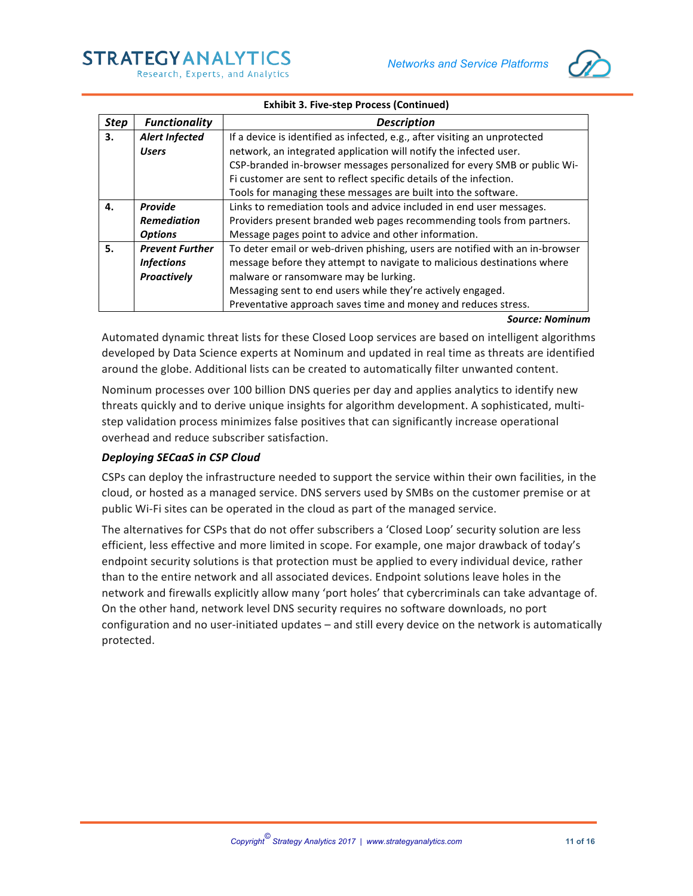**Exhibit 3. Five-step Process (Continued)**

| *Step* | *Functionality* | *Description* |
|---|---|---|
| **3.** | ***Alert Infected Users*** | If a device is identified as infected, e.g., after visiting an unprotected network, an integrated application will notify the infected user. CSP-branded in-browser messages personalized for every SMB or public Wi-Fi customer are sent to reflect specific details of the infection. Tools for managing these messages are built into the software. |
| **4.** | ***Provide Remediation Options*** | Links to remediation tools and advice included in end user messages. Providers present branded web pages recommending tools from partners. Message pages point to advice and other information. |
| **5.** | ***Prevent Further Infections Proactively*** | To deter email or web-driven phishing, users are notified with an in-browser message before they attempt to navigate to malicious destinations where malware or ransomware may be lurking. Messaging sent to end users while they're actively engaged. Preventative approach saves time and money and reduces stress. |

***Source: Nominum***

Automated dynamic threat lists for these Closed Loop services are based on intelligent algorithms developed by Data Science experts at Nominum and updated in real time as threats are identified around the globe. Additional lists can be created to automatically filter unwanted content.

Nominum processes over 100 billion DNS queries per day and applies analytics to identify new threats quickly and to derive unique insights for algorithm development. A sophisticated, multi-step validation process minimizes false positives that can significantly increase operational overhead and reduce subscriber satisfaction.

***Deploying SECaaS in CSP Cloud***

CSPs can deploy the infrastructure needed to support the service within their own facilities, in the cloud, or hosted as a managed service. DNS servers used by SMBs on the customer premise or at public Wi-Fi sites can be operated in the cloud as part of the managed service.

The alternatives for CSPs that do not offer subscribers a 'Closed Loop' security solution are less efficient, less effective and more limited in scope. For example, one major drawback of today's endpoint security solutions is that protection must be applied to every individual device, rather than to the entire network and all associated devices. Endpoint solutions leave holes in the network and firewalls explicitly allow many 'port holes' that cybercriminals can take advantage of. On the other hand, network level DNS security requires no software downloads, no port configuration and no user-initiated updates – and still every device on the network is automatically protected.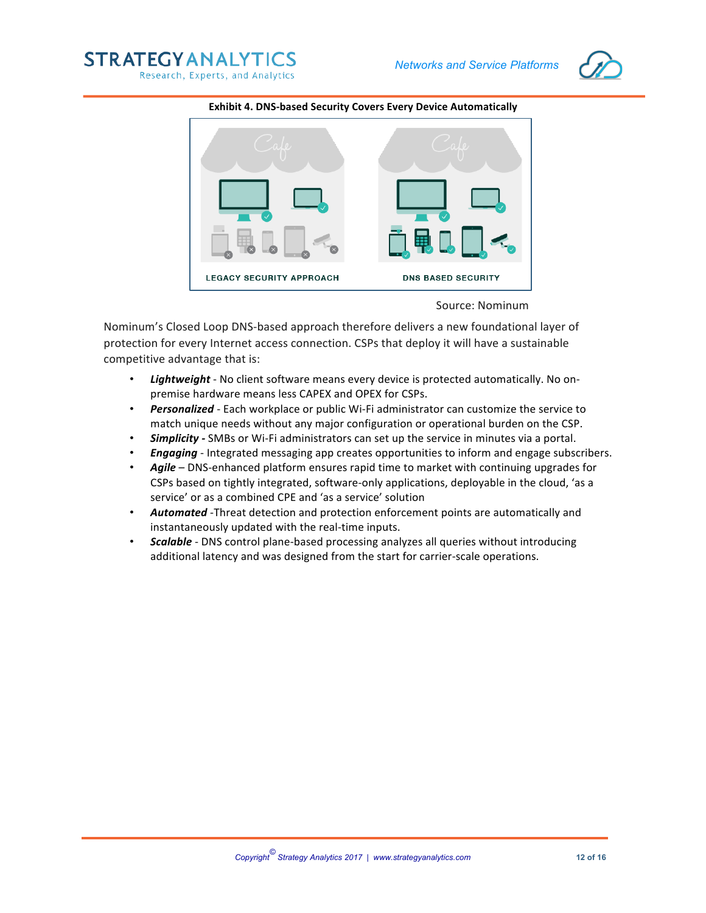**Exhibit 4. DNS-based Security Covers Every Device Automatically**

LEGACY SECURITY APPROACH

DNS BASED SECURITY

Source: Nominum

Nominum's Closed Loop DNS-based approach therefore delivers a new foundational layer of protection for every Internet access connection. CSPs that deploy it will have a sustainable competitive advantage that is:

- ***Lightweight*** - No client software means every device is protected automatically. No on-premise hardware means less CAPEX and OPEX for CSPs.
- ***Personalized*** - Each workplace or public Wi-Fi administrator can customize the service to match unique needs without any major configuration or operational burden on the CSP.
- ***Simplicity -*** SMBs or Wi-Fi administrators can set up the service in minutes via a portal.
- ***Engaging*** - Integrated messaging app creates opportunities to inform and engage subscribers.
- ***Agile*** – DNS-enhanced platform ensures rapid time to market with continuing upgrades for CSPs based on tightly integrated, software-only applications, deployable in the cloud, 'as a service' or as a combined CPE and 'as a service' solution
- ***Automated*** -Threat detection and protection enforcement points are automatically and instantaneously updated with the real-time inputs.
- ***Scalable*** - DNS control plane-based processing analyzes all queries without introducing additional latency and was designed from the start for carrier-scale operations.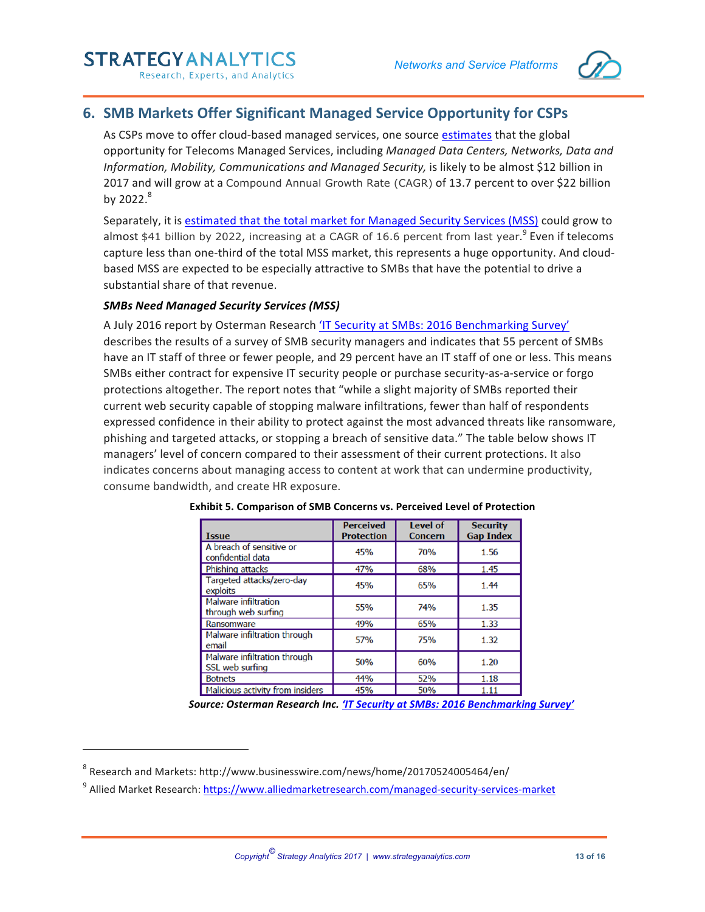## 6. SMB Markets Offer Significant Managed Service Opportunity for CSPs

As CSPs move to offer cloud-based managed services, one source estimates that the global opportunity for Telecoms Managed Services, including *Managed Data Centers, Networks, Data and Information, Mobility, Communications and Managed Security,* is likely to be almost $12 billion in 2017 and will grow at a Compound Annual Growth Rate (CAGR) of 13.7 percent to over $22 billion by 2022.[8]

Separately, it is estimated that the total market for Managed Security Services (MSS) could grow to almost $41 billion by 2022, increasing at a CAGR of 16.6 percent from last year.[9] Even if telecoms capture less than one-third of the total MSS market, this represents a huge opportunity. And cloud-based MSS are expected to be especially attractive to SMBs that have the potential to drive a substantial share of that revenue.

***SMBs Need Managed Security Services (MSS)***

A July 2016 report by Osterman Research 'IT Security at SMBs: 2016 Benchmarking Survey' describes the results of a survey of SMB security managers and indicates that 55 percent of SMBs have an IT staff of three or fewer people, and 29 percent have an IT staff of one or less. This means SMBs either contract for expensive IT security people or purchase security-as-a-service or forgo protections altogether. The report notes that "while a slight majority of SMBs reported their current web security capable of stopping malware infiltrations, fewer than half of respondents expressed confidence in their ability to protect against the most advanced threats like ransomware, phishing and targeted attacks, or stopping a breach of sensitive data." The table below shows IT managers' level of concern compared to their assessment of their current protections. It also indicates concerns about managing access to content at work that can undermine productivity, consume bandwidth, and create HR exposure.

**Exhibit 5. Comparison of SMB Concerns vs. Perceived Level of Protection**

| Issue | Perceived Protection | Level of Concern | Security Gap Index |
|---|---|---|---|
| A breach of sensitive or confidential data | 45% | 70% | 1.56 |
| Phishing attacks | 47% | 68% | 1.45 |
| Targeted attacks/zero-day exploits | 45% | 65% | 1.44 |
| Malware infiltration through web surfing | 55% | 74% | 1.35 |
| Ransomware | 49% | 65% | 1.33 |
| Malware infiltration through email | 57% | 75% | 1.32 |
| Malware infiltration through SSL web surfing | 50% | 60% | 1.20 |
| Botnets | 44% | 52% | 1.18 |
| Malicious activity from insiders | 45% | 50% | 1.11 |

***Source: Osterman Research Inc. 'IT Security at SMBs: 2016 Benchmarking Survey'***

---

[8] Research and Markets: http://www.businesswire.com/news/home/20170524005464/en/

[9] Allied Market Research: https://www.alliedmarketresearch.com/managed-security-services-market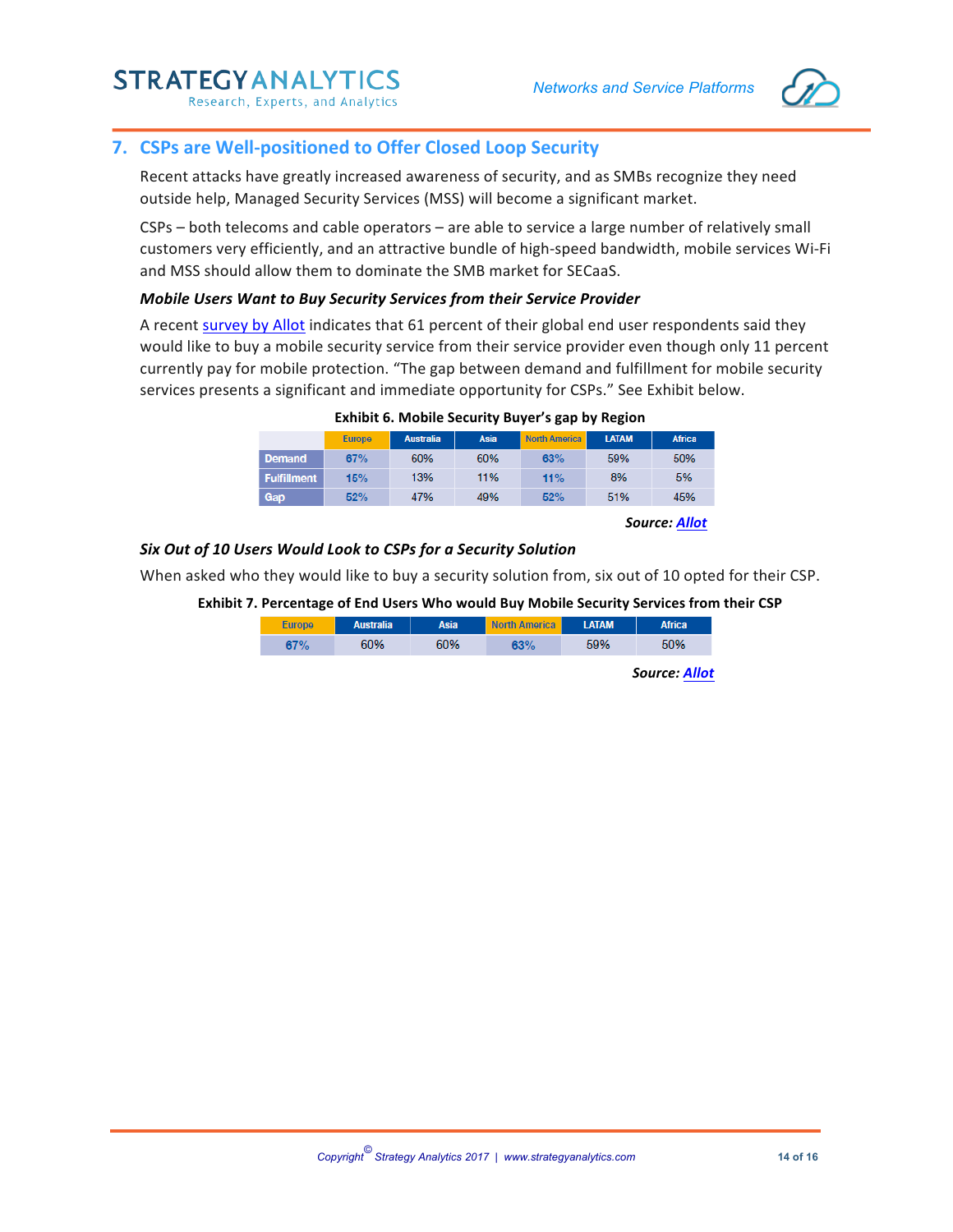## 7. CSPs are Well-positioned to Offer Closed Loop Security

Recent attacks have greatly increased awareness of security, and as SMBs recognize they need outside help, Managed Security Services (MSS) will become a significant market.

CSPs – both telecoms and cable operators – are able to service a large number of relatively small customers very efficiently, and an attractive bundle of high-speed bandwidth, mobile services Wi-Fi and MSS should allow them to dominate the SMB market for SECaaS.

### *Mobile Users Want to Buy Security Services from their Service Provider*

A recent survey by Allot indicates that 61 percent of their global end user respondents said they would like to buy a mobile security service from their service provider even though only 11 percent currently pay for mobile protection. "The gap between demand and fulfillment for mobile security services presents a significant and immediate opportunity for CSPs." See Exhibit below.

**Exhibit 6. Mobile Security Buyer's gap by Region**

| | Europe | Australia | Asia | North America | LATAM | Africa |
|---|---|---|---|---|---|---|
| Demand | 67% | 60% | 60% | 63% | 59% | 50% |
| Fulfillment | 15% | 13% | 11% | 11% | 8% | 5% |
| Gap | 52% | 47% | 49% | 52% | 51% | 45% |

***Source: Allot***

### *Six Out of 10 Users Would Look to CSPs for a Security Solution*

When asked who they would like to buy a security solution from, six out of 10 opted for their CSP.

**Exhibit 7. Percentage of End Users Who would Buy Mobile Security Services from their CSP**

| Europe | Australia | Asia | North America | LATAM | Africa |
|---|---|---|---|---|---|
| 67% | 60% | 60% | 63% | 59% | 50% |

***Source: Allot***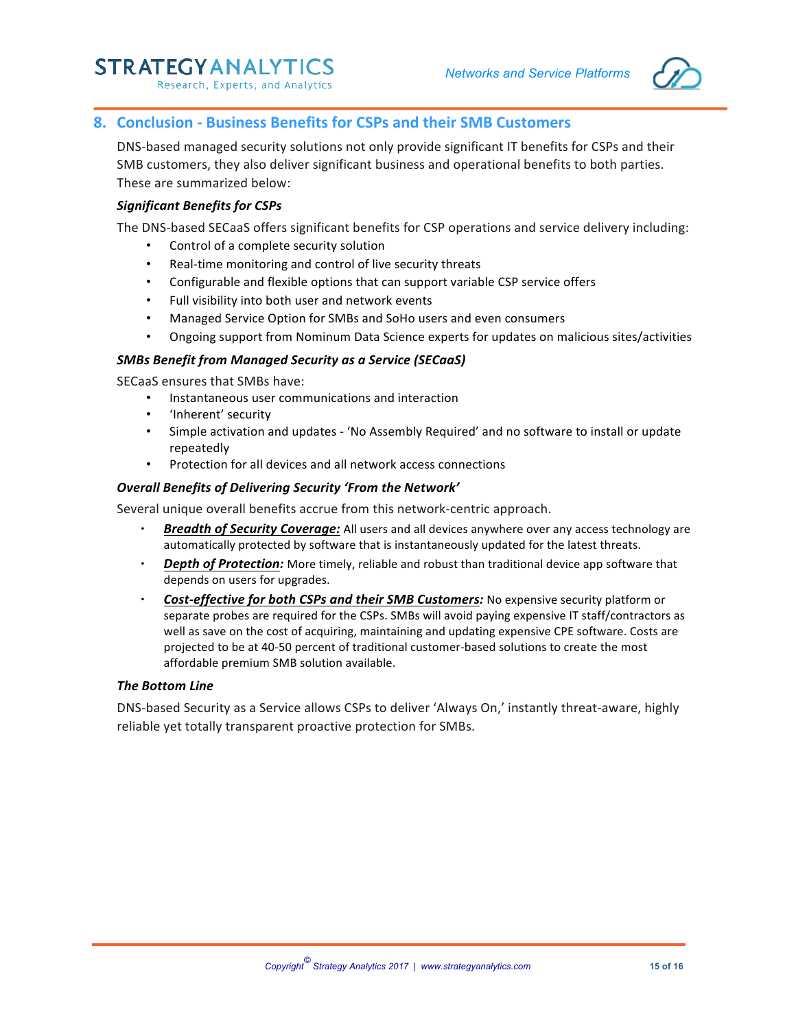## 8. Conclusion - Business Benefits for CSPs and their SMB Customers

DNS-based managed security solutions not only provide significant IT benefits for CSPs and their SMB customers, they also deliver significant business and operational benefits to both parties. These are summarized below:

***Significant Benefits for CSPs***

The DNS-based SECaaS offers significant benefits for CSP operations and service delivery including:

- Control of a complete security solution
- Real-time monitoring and control of live security threats
- Configurable and flexible options that can support variable CSP service offers
- Full visibility into both user and network events
- Managed Service Option for SMBs and SoHo users and even consumers
- Ongoing support from Nominum Data Science experts for updates on malicious sites/activities

***SMBs Benefit from Managed Security as a Service (SECaaS)***

SECaaS ensures that SMBs have:

- Instantaneous user communications and interaction
- 'Inherent' security
- Simple activation and updates - 'No Assembly Required' and no software to install or update repeatedly
- Protection for all devices and all network access connections

***Overall Benefits of Delivering Security 'From the Network'***

Several unique overall benefits accrue from this network-centric approach.

- ***Breadth of Security Coverage:*** All users and all devices anywhere over any access technology are automatically protected by software that is instantaneously updated for the latest threats.
- ***Depth of Protection:*** More timely, reliable and robust than traditional device app software that depends on users for upgrades.
- ***Cost-effective for both CSPs and their SMB Customers:*** No expensive security platform or separate probes are required for the CSPs. SMBs will avoid paying expensive IT staff/contractors as well as save on the cost of acquiring, maintaining and updating expensive CPE software. Costs are projected to be at 40-50 percent of traditional customer-based solutions to create the most affordable premium SMB solution available.

***The Bottom Line***

DNS-based Security as a Service allows CSPs to deliver 'Always On,' instantly threat-aware, highly reliable yet totally transparent proactive protection for SMBs.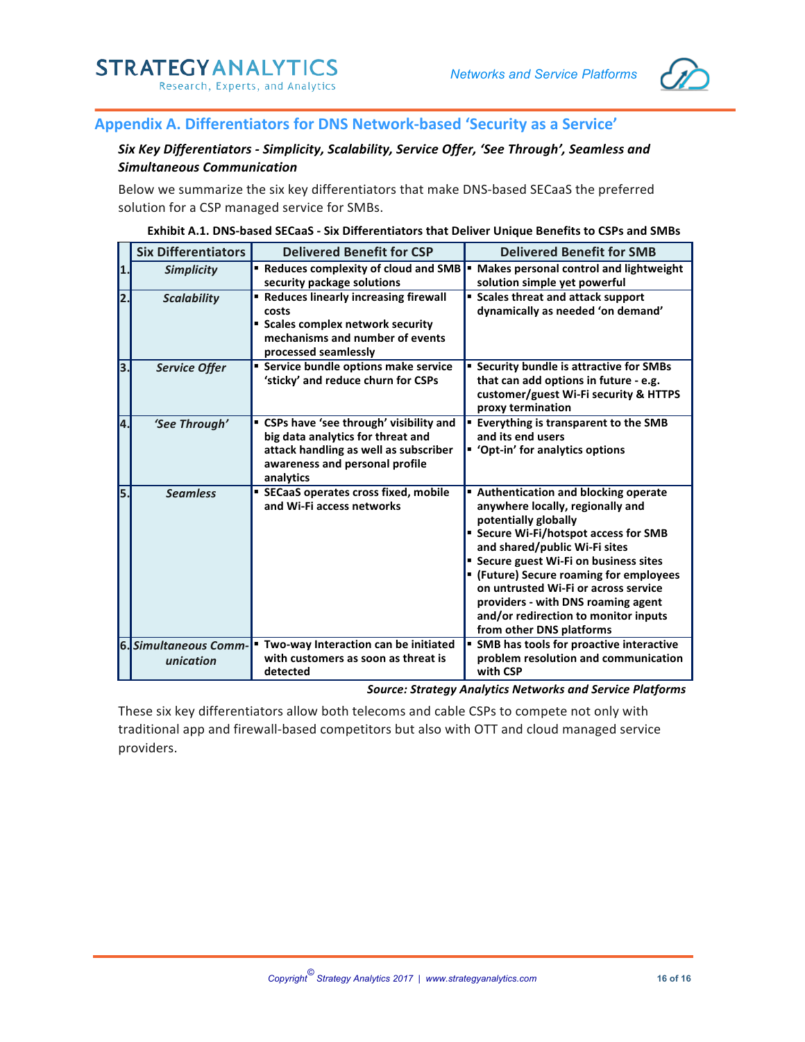## Appendix A. Differentiators for DNS Network-based 'Security as a Service'

### *Six Key Differentiators - Simplicity, Scalability, Service Offer, 'See Through', Seamless and Simultaneous Communication*

Below we summarize the six key differentiators that make DNS-based SECaaS the preferred solution for a CSP managed service for SMBs.

**Exhibit A.1. DNS-based SECaaS - Six Differentiators that Deliver Unique Benefits to CSPs and SMBs**

| | Six Differentiators | Delivered Benefit for CSP | Delivered Benefit for SMB |
|---|---|---|---|
| 1. | *Simplicity* | ▪ Reduces complexity of cloud and SMB security package solutions | ▪ Makes personal control and lightweight solution simple yet powerful |
| 2. | *Scalability* | ▪ Reduces linearly increasing firewall costs<br>▪ Scales complex network security mechanisms and number of events processed seamlessly | ▪ Scales threat and attack support dynamically as needed 'on demand' |
| 3. | *Service Offer* | ▪ Service bundle options make service 'sticky' and reduce churn for CSPs | ▪ Security bundle is attractive for SMBs that can add options in future - e.g. customer/guest Wi-Fi security & HTTPS proxy termination |
| 4. | *'See Through'* | ▪ CSPs have 'see through' visibility and big data analytics for threat and attack handling as well as subscriber awareness and personal profile analytics | ▪ Everything is transparent to the SMB and its end users<br>▪ 'Opt-in' for analytics options |
| 5. | *Seamless* | ▪ SECaaS operates cross fixed, mobile and Wi-Fi access networks | ▪ Authentication and blocking operate anywhere locally, regionally and potentially globally<br>▪ Secure Wi-Fi/hotspot access for SMB and shared/public Wi-Fi sites<br>▪ Secure guest Wi-Fi on business sites<br>▪ (Future) Secure roaming for employees on untrusted Wi-Fi or across service providers - with DNS roaming agent and/or redirection to monitor inputs from other DNS platforms |
| 6. | *Simultaneous Communication* | ▪ Two-way Interaction can be initiated with customers as soon as threat is detected | ▪ SMB has tools for proactive interactive problem resolution and communication with CSP |

***Source: Strategy Analytics Networks and Service Platforms***

These six key differentiators allow both telecoms and cable CSPs to compete not only with traditional app and firewall-based competitors but also with OTT and cloud managed service providers.